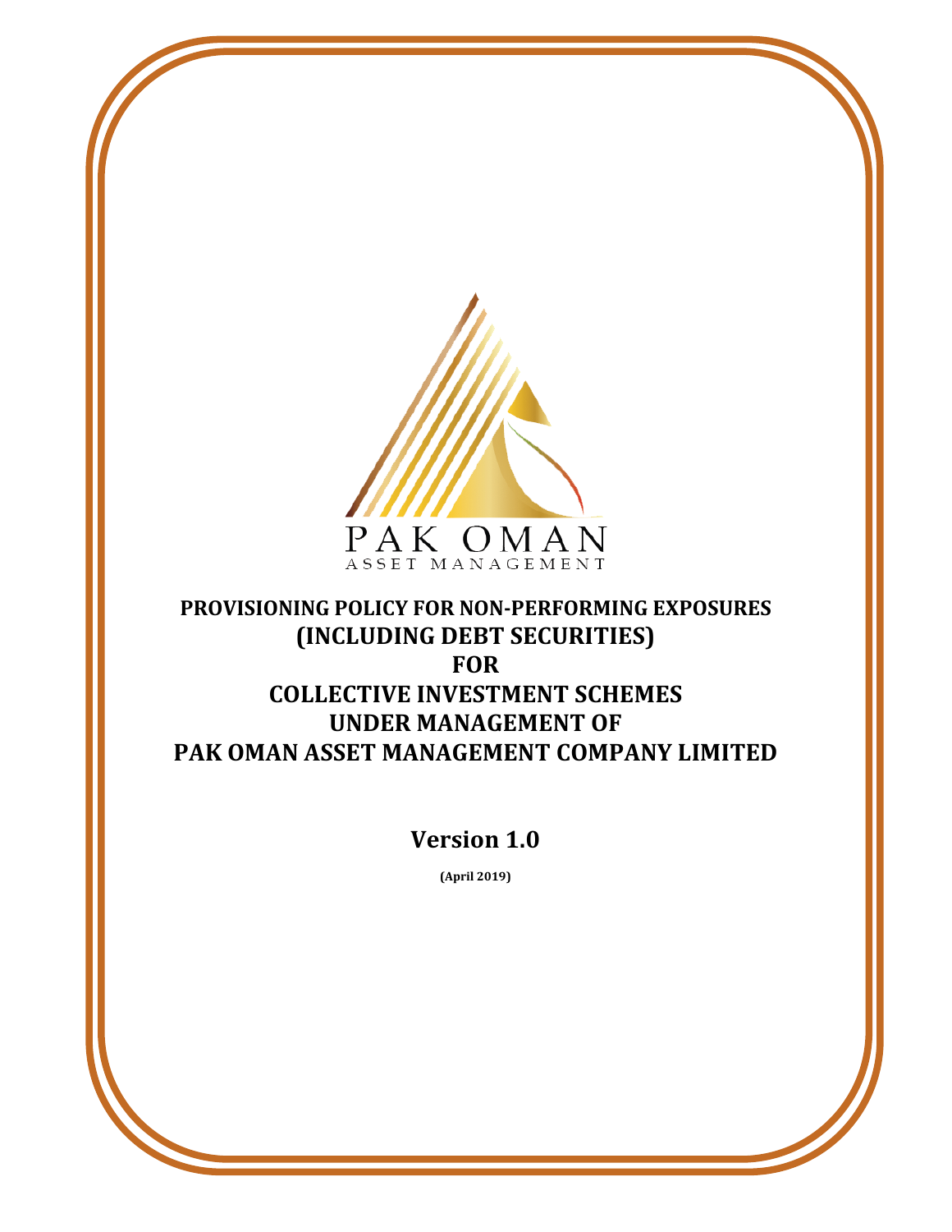PAK OMAN
ASSET MANAGEMENT

# PROVISIONING POLICY FOR NON-PERFORMING EXPOSURES (INCLUDING DEBT SECURITIES) FOR COLLECTIVE INVESTMENT SCHEMES UNDER MANAGEMENT OF PAK OMAN ASSET MANAGEMENT COMPANY LIMITED

## Version 1.0

**(April 2019)**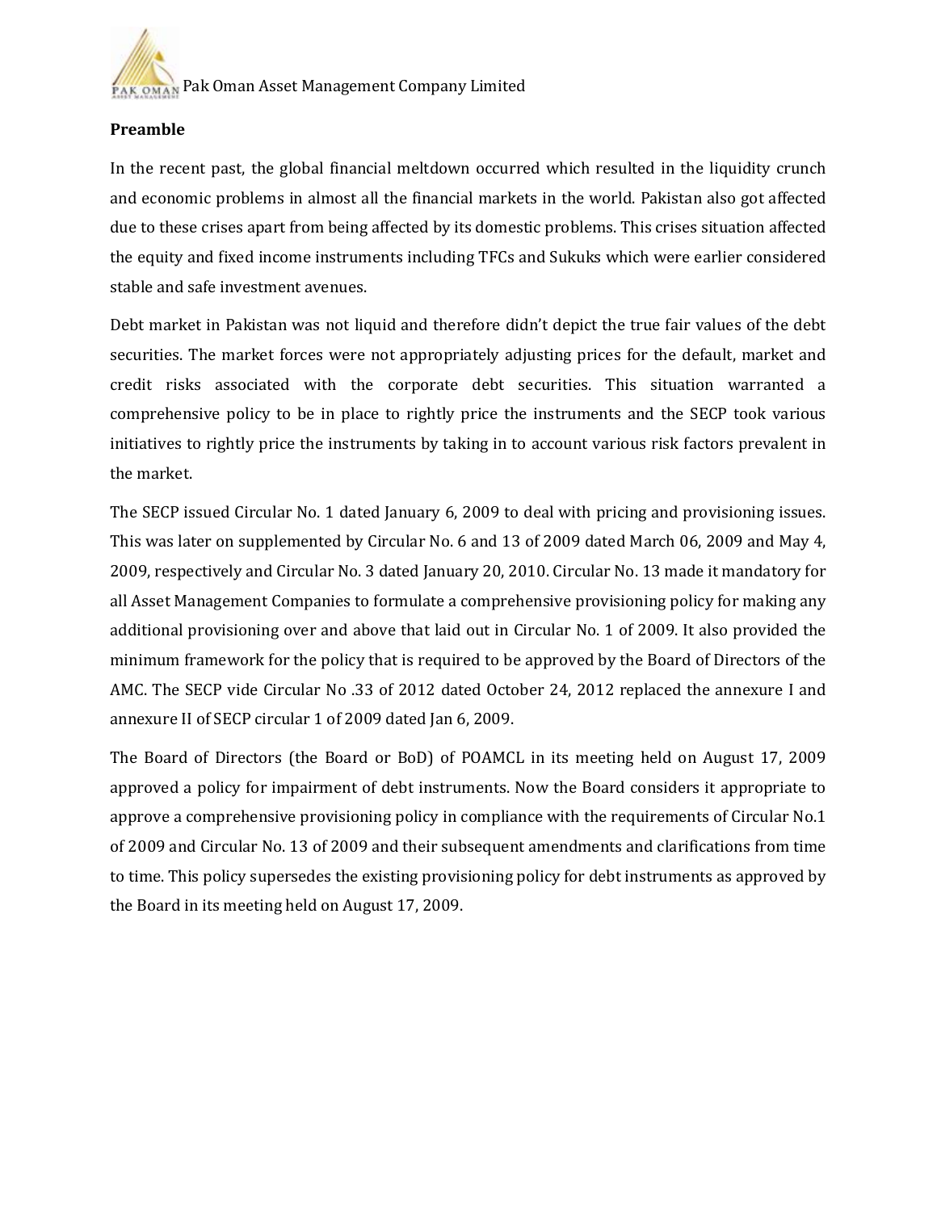## Preamble

In the recent past, the global financial meltdown occurred which resulted in the liquidity crunch and economic problems in almost all the financial markets in the world. Pakistan also got affected due to these crises apart from being affected by its domestic problems. This crises situation affected the equity and fixed income instruments including TFCs and Sukuks which were earlier considered stable and safe investment avenues.

Debt market in Pakistan was not liquid and therefore didn't depict the true fair values of the debt securities. The market forces were not appropriately adjusting prices for the default, market and credit risks associated with the corporate debt securities. This situation warranted a comprehensive policy to be in place to rightly price the instruments and the SECP took various initiatives to rightly price the instruments by taking in to account various risk factors prevalent in the market.

The SECP issued Circular No. 1 dated January 6, 2009 to deal with pricing and provisioning issues. This was later on supplemented by Circular No. 6 and 13 of 2009 dated March 06, 2009 and May 4, 2009, respectively and Circular No. 3 dated January 20, 2010. Circular No. 13 made it mandatory for all Asset Management Companies to formulate a comprehensive provisioning policy for making any additional provisioning over and above that laid out in Circular No. 1 of 2009. It also provided the minimum framework for the policy that is required to be approved by the Board of Directors of the AMC. The SECP vide Circular No .33 of 2012 dated October 24, 2012 replaced the annexure I and annexure II of SECP circular 1 of 2009 dated Jan 6, 2009.

The Board of Directors (the Board or BoD) of POAMCL in its meeting held on August 17, 2009 approved a policy for impairment of debt instruments. Now the Board considers it appropriate to approve a comprehensive provisioning policy in compliance with the requirements of Circular No.1 of 2009 and Circular No. 13 of 2009 and their subsequent amendments and clarifications from time to time. This policy supersedes the existing provisioning policy for debt instruments as approved by the Board in its meeting held on August 17, 2009.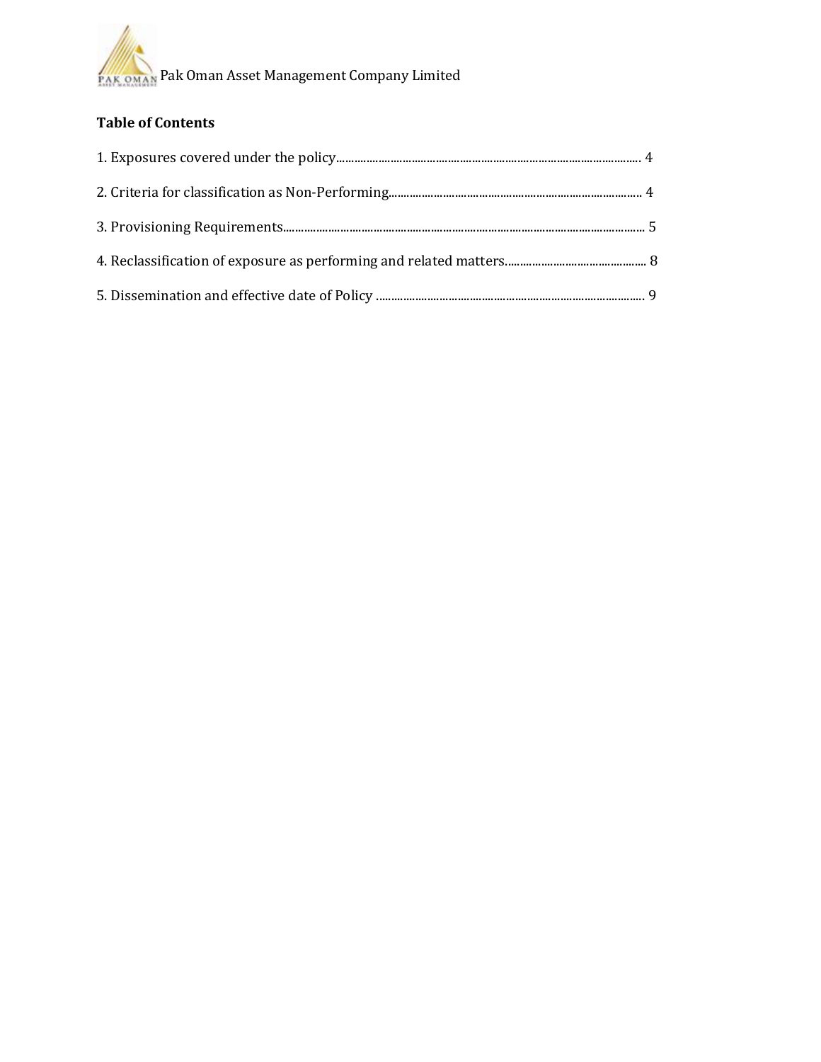**Table of Contents**

1. Exposures covered under the policy....................................................................................................... 4

2. Criteria for classification as Non-Performing....................................................................................... 4

3. Provisioning Requirements.......................................................................................................................... 5

4. Reclassification of exposure as performing and related matters............................................... 8

5. Dissemination and effective date of Policy .......................................................................................... 9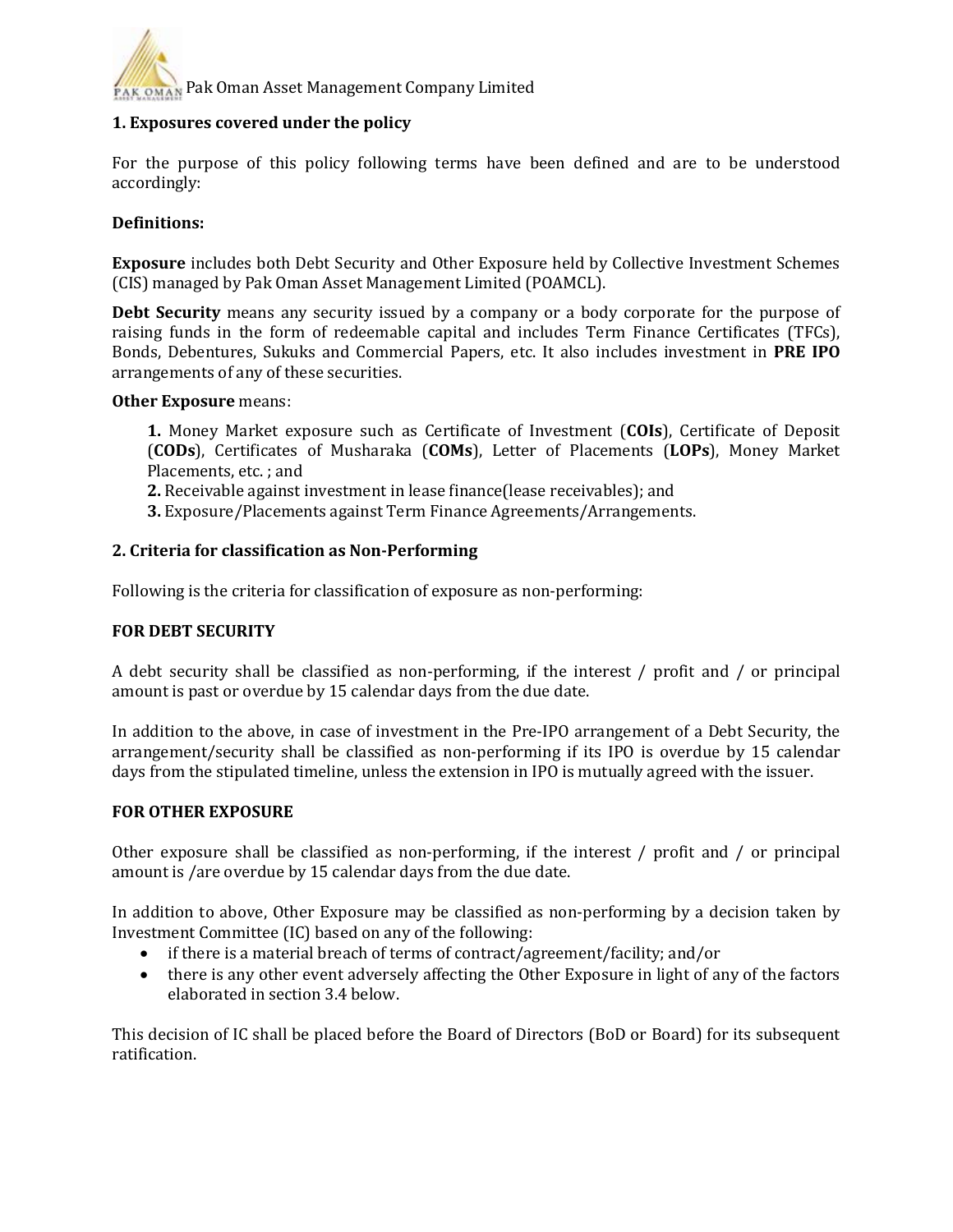## 1. Exposures covered under the policy

For the purpose of this policy following terms have been defined and are to be understood accordingly:

### Definitions:

**Exposure** includes both Debt Security and Other Exposure held by Collective Investment Schemes (CIS) managed by Pak Oman Asset Management Limited (POAMCL).

**Debt Security** means any security issued by a company or a body corporate for the purpose of raising funds in the form of redeemable capital and includes Term Finance Certificates (TFCs), Bonds, Debentures, Sukuks and Commercial Papers, etc. It also includes investment in **PRE IPO** arrangements of any of these securities.

**Other Exposure** means:

**1.** Money Market exposure such as Certificate of Investment (**COIs**), Certificate of Deposit (**CODs**), Certificates of Musharaka (**COMs**), Letter of Placements (**LOPs**), Money Market Placements, etc. ; and
**2.** Receivable against investment in lease finance(lease receivables); and
**3.** Exposure/Placements against Term Finance Agreements/Arrangements.

## 2. Criteria for classification as Non-Performing

Following is the criteria for classification of exposure as non-performing:

### FOR DEBT SECURITY

A debt security shall be classified as non-performing, if the interest / profit and / or principal amount is past or overdue by 15 calendar days from the due date.

In addition to the above, in case of investment in the Pre-IPO arrangement of a Debt Security, the arrangement/security shall be classified as non-performing if its IPO is overdue by 15 calendar days from the stipulated timeline, unless the extension in IPO is mutually agreed with the issuer.

### FOR OTHER EXPOSURE

Other exposure shall be classified as non-performing, if the interest / profit and / or principal amount is /are overdue by 15 calendar days from the due date.

In addition to above, Other Exposure may be classified as non-performing by a decision taken by Investment Committee (IC) based on any of the following:

- if there is a material breach of terms of contract/agreement/facility; and/or
- there is any other event adversely affecting the Other Exposure in light of any of the factors elaborated in section 3.4 below.

This decision of IC shall be placed before the Board of Directors (BoD or Board) for its subsequent ratification.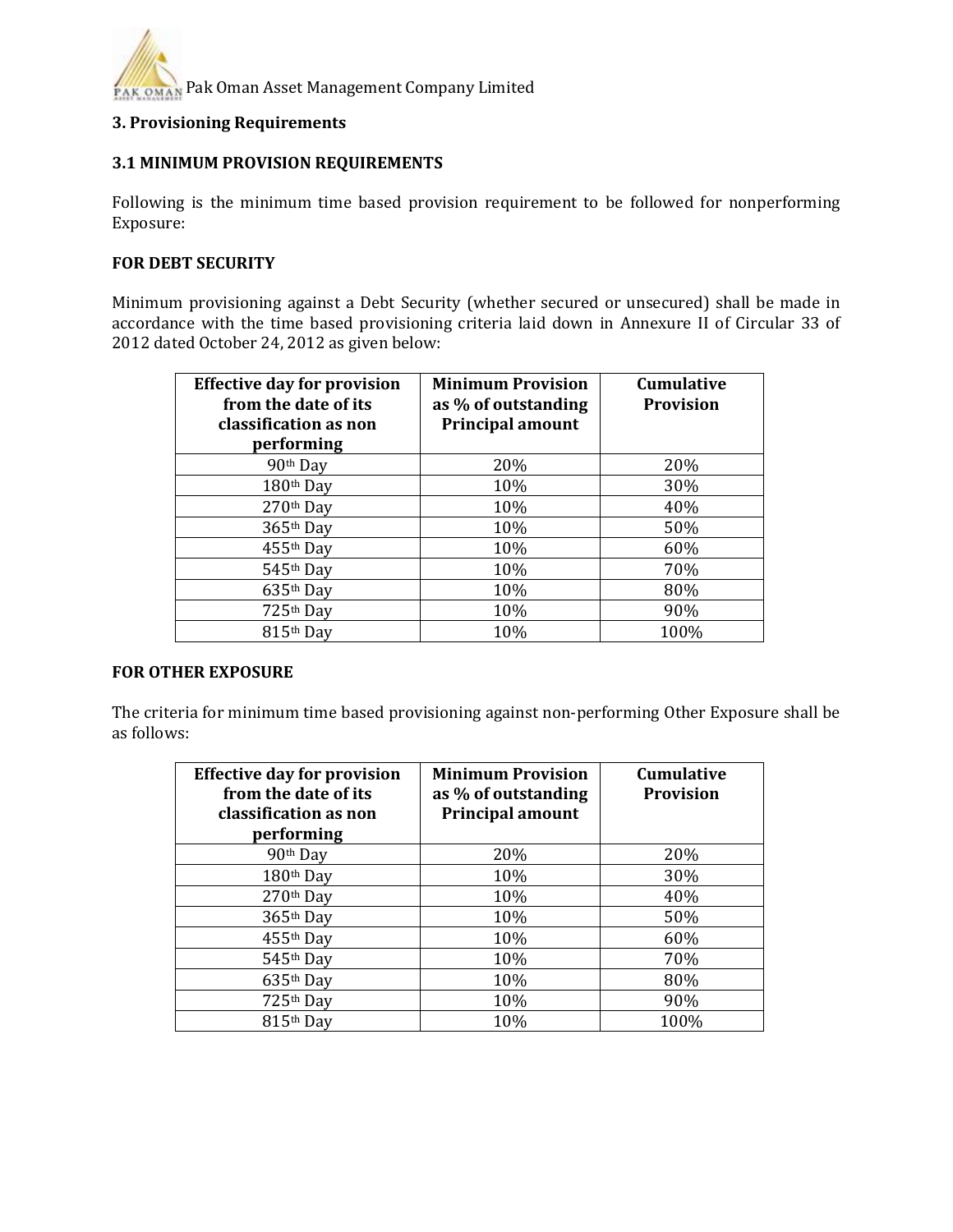Pak Oman Asset Management Company Limited

### 3. Provisioning Requirements

#### 3.1 MINIMUM PROVISION REQUIREMENTS

Following is the minimum time based provision requirement to be followed for nonperforming Exposure:

**FOR DEBT SECURITY**

Minimum provisioning against a Debt Security (whether secured or unsecured) shall be made in accordance with the time based provisioning criteria laid down in Annexure II of Circular 33 of 2012 dated October 24, 2012 as given below:

| Effective day for provision from the date of its classification as non performing | Minimum Provision as % of outstanding Principal amount | Cumulative Provision |
|---|---|---|
| 90th Day | 20% | 20% |
| 180th Day | 10% | 30% |
| 270th Day | 10% | 40% |
| 365th Day | 10% | 50% |
| 455th Day | 10% | 60% |
| 545th Day | 10% | 70% |
| 635th Day | 10% | 80% |
| 725th Day | 10% | 90% |
| 815th Day | 10% | 100% |

**FOR OTHER EXPOSURE**

The criteria for minimum time based provisioning against non-performing Other Exposure shall be as follows:

| Effective day for provision from the date of its classification as non performing | Minimum Provision as % of outstanding Principal amount | Cumulative Provision |
|---|---|---|
| 90th Day | 20% | 20% |
| 180th Day | 10% | 30% |
| 270th Day | 10% | 40% |
| 365th Day | 10% | 50% |
| 455th Day | 10% | 60% |
| 545th Day | 10% | 70% |
| 635th Day | 10% | 80% |
| 725th Day | 10% | 90% |
| 815th Day | 10% | 100% |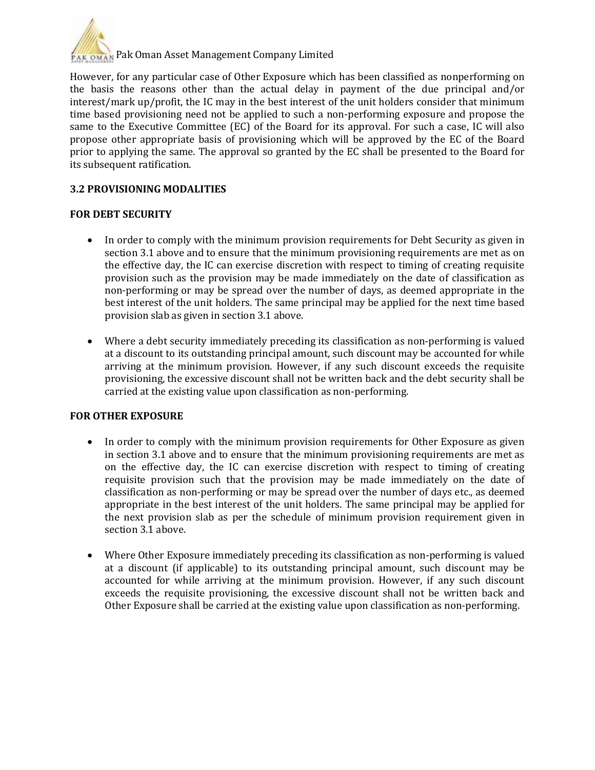However, for any particular case of Other Exposure which has been classified as nonperforming on the basis the reasons other than the actual delay in payment of the due principal and/or interest/mark up/profit, the IC may in the best interest of the unit holders consider that minimum time based provisioning need not be applied to such a non-performing exposure and propose the same to the Executive Committee (EC) of the Board for its approval. For such a case, IC will also propose other appropriate basis of provisioning which will be approved by the EC of the Board prior to applying the same. The approval so granted by the EC shall be presented to the Board for its subsequent ratification.

### 3.2 PROVISIONING MODALITIES

#### FOR DEBT SECURITY

- In order to comply with the minimum provision requirements for Debt Security as given in section 3.1 above and to ensure that the minimum provisioning requirements are met as on the effective day, the IC can exercise discretion with respect to timing of creating requisite provision such as the provision may be made immediately on the date of classification as non-performing or may be spread over the number of days, as deemed appropriate in the best interest of the unit holders. The same principal may be applied for the next time based provision slab as given in section 3.1 above.

- Where a debt security immediately preceding its classification as non-performing is valued at a discount to its outstanding principal amount, such discount may be accounted for while arriving at the minimum provision. However, if any such discount exceeds the requisite provisioning, the excessive discount shall not be written back and the debt security shall be carried at the existing value upon classification as non-performing.

#### FOR OTHER EXPOSURE

- In order to comply with the minimum provision requirements for Other Exposure as given in section 3.1 above and to ensure that the minimum provisioning requirements are met as on the effective day, the IC can exercise discretion with respect to timing of creating requisite provision such that the provision may be made immediately on the date of classification as non-performing or may be spread over the number of days etc., as deemed appropriate in the best interest of the unit holders. The same principal may be applied for the next provision slab as per the schedule of minimum provision requirement given in section 3.1 above.

- Where Other Exposure immediately preceding its classification as non-performing is valued at a discount (if applicable) to its outstanding principal amount, such discount may be accounted for while arriving at the minimum provision. However, if any such discount exceeds the requisite provisioning, the excessive discount shall not be written back and Other Exposure shall be carried at the existing value upon classification as non-performing.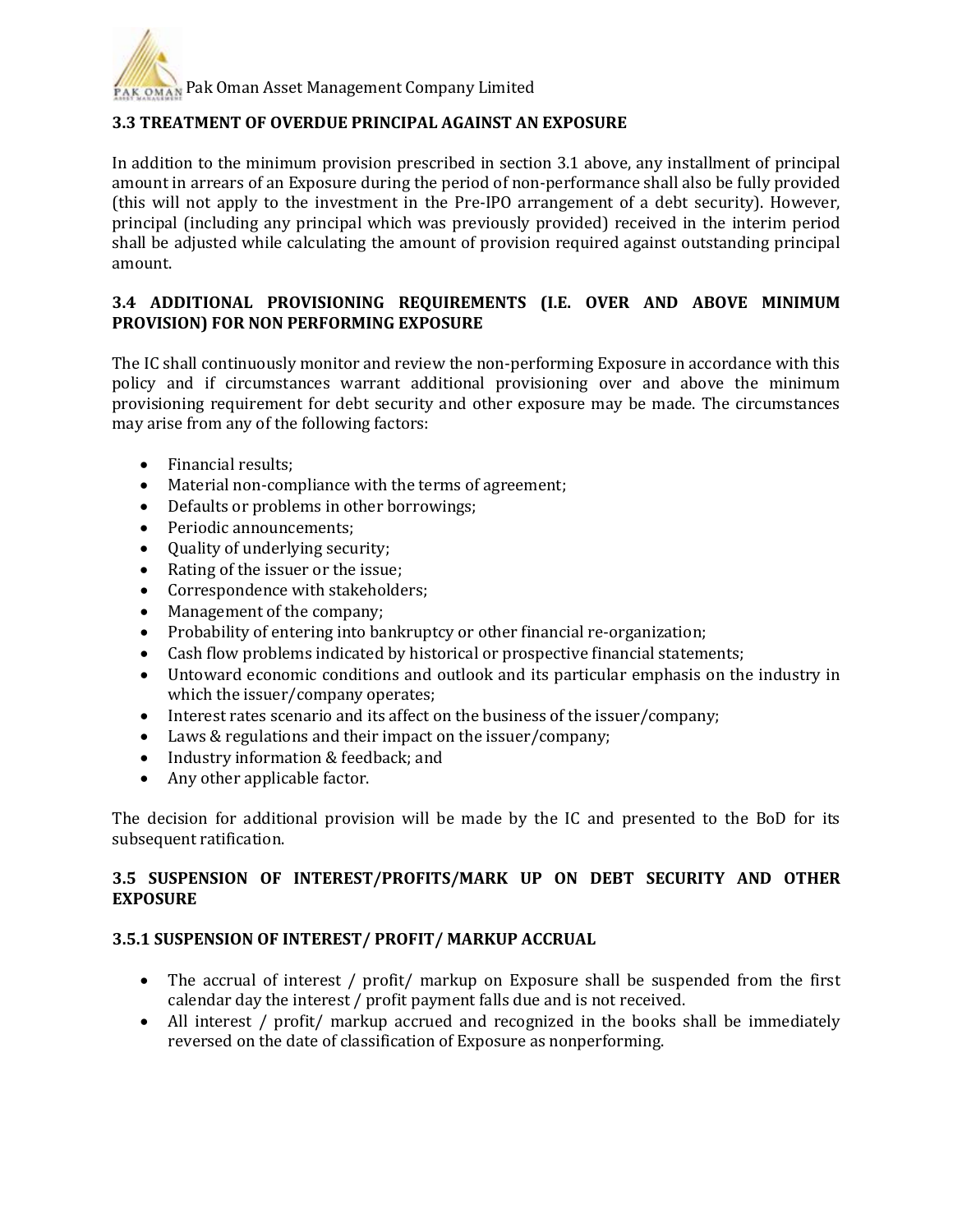### 3.3 TREATMENT OF OVERDUE PRINCIPAL AGAINST AN EXPOSURE

In addition to the minimum provision prescribed in section 3.1 above, any installment of principal amount in arrears of an Exposure during the period of non-performance shall also be fully provided (this will not apply to the investment in the Pre-IPO arrangement of a debt security). However, principal (including any principal which was previously provided) received in the interim period shall be adjusted while calculating the amount of provision required against outstanding principal amount.

### 3.4 ADDITIONAL PROVISIONING REQUIREMENTS (I.E. OVER AND ABOVE MINIMUM PROVISION) FOR NON PERFORMING EXPOSURE

The IC shall continuously monitor and review the non-performing Exposure in accordance with this policy and if circumstances warrant additional provisioning over and above the minimum provisioning requirement for debt security and other exposure may be made. The circumstances may arise from any of the following factors:

- Financial results;
- Material non-compliance with the terms of agreement;
- Defaults or problems in other borrowings;
- Periodic announcements;
- Quality of underlying security;
- Rating of the issuer or the issue;
- Correspondence with stakeholders;
- Management of the company;
- Probability of entering into bankruptcy or other financial re-organization;
- Cash flow problems indicated by historical or prospective financial statements;
- Untoward economic conditions and outlook and its particular emphasis on the industry in which the issuer/company operates;
- Interest rates scenario and its affect on the business of the issuer/company;
- Laws & regulations and their impact on the issuer/company;
- Industry information & feedback; and
- Any other applicable factor.

The decision for additional provision will be made by the IC and presented to the BoD for its subsequent ratification.

### 3.5 SUSPENSION OF INTEREST/PROFITS/MARK UP ON DEBT SECURITY AND OTHER EXPOSURE

#### 3.5.1 SUSPENSION OF INTEREST/ PROFIT/ MARKUP ACCRUAL

- The accrual of interest / profit/ markup on Exposure shall be suspended from the first calendar day the interest / profit payment falls due and is not received.
- All interest / profit/ markup accrued and recognized in the books shall be immediately reversed on the date of classification of Exposure as nonperforming.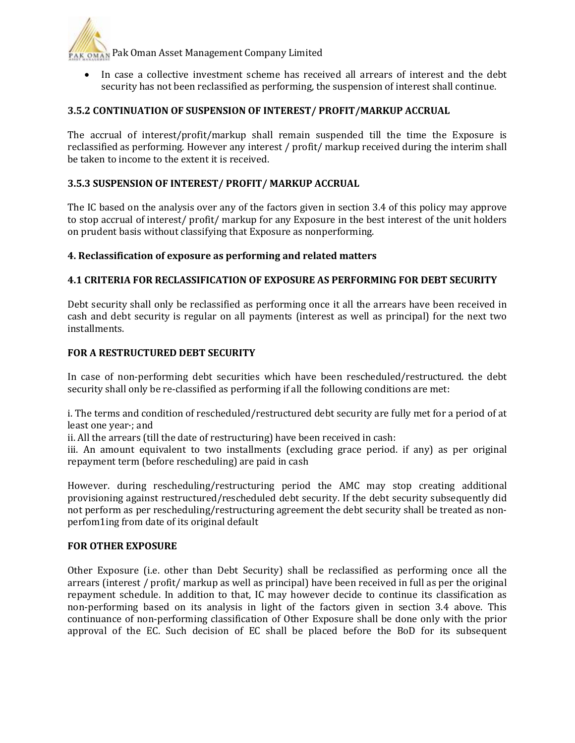- In case a collective investment scheme has received all arrears of interest and the debt security has not been reclassified as performing, the suspension of interest shall continue.

### 3.5.2 CONTINUATION OF SUSPENSION OF INTEREST/ PROFIT/MARKUP ACCRUAL

The accrual of interest/profit/markup shall remain suspended till the time the Exposure is reclassified as performing. However any interest / profit/ markup received during the interim shall be taken to income to the extent it is received.

### 3.5.3 SUSPENSION OF INTEREST/ PROFIT/ MARKUP ACCRUAL

The IC based on the analysis over any of the factors given in section 3.4 of this policy may approve to stop accrual of interest/ profit/ markup for any Exposure in the best interest of the unit holders on prudent basis without classifying that Exposure as nonperforming.

## 4. Reclassification of exposure as performing and related matters

### 4.1 CRITERIA FOR RECLASSIFICATION OF EXPOSURE AS PERFORMING FOR DEBT SECURITY

Debt security shall only be reclassified as performing once it all the arrears have been received in cash and debt security is regular on all payments (interest as well as principal) for the next two installments.

**FOR A RESTRUCTURED DEBT SECURITY**

In case of non-performing debt securities which have been rescheduled/restructured. the debt security shall only be re-classified as performing if all the following conditions are met:

i. The terms and condition of rescheduled/restructured debt security are fully met for a period of at least one year·; and
ii. All the arrears (till the date of restructuring) have been received in cash:
iii. An amount equivalent to two installments (excluding grace period. if any) as per original repayment term (before rescheduling) are paid in cash

However. during rescheduling/restructuring period the AMC may stop creating additional provisioning against restructured/rescheduled debt security. If the debt security subsequently did not perform as per rescheduling/restructuring agreement the debt security shall be treated as non-perfom1ing from date of its original default

**FOR OTHER EXPOSURE**

Other Exposure (i.e. other than Debt Security) shall be reclassified as performing once all the arrears (interest / profit/ markup as well as principal) have been received in full as per the original repayment schedule. In addition to that, IC may however decide to continue its classification as non-performing based on its analysis in light of the factors given in section 3.4 above. This continuance of non-performing classification of Other Exposure shall be done only with the prior approval of the EC. Such decision of EC shall be placed before the BoD for its subsequent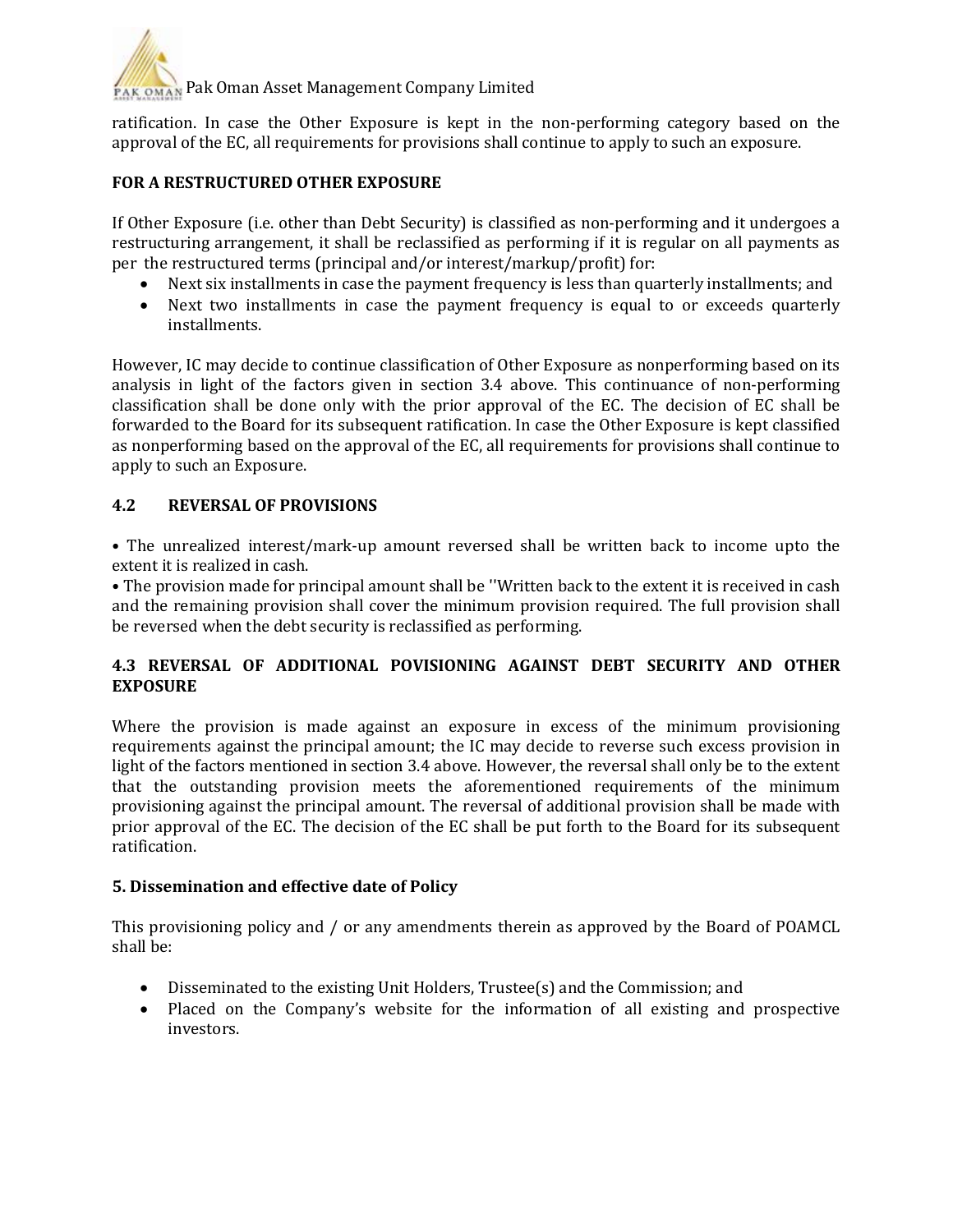ratification. In case the Other Exposure is kept in the non-performing category based on the approval of the EC, all requirements for provisions shall continue to apply to such an exposure.

**FOR A RESTRUCTURED OTHER EXPOSURE**

If Other Exposure (i.e. other than Debt Security) is classified as non-performing and it undergoes a restructuring arrangement, it shall be reclassified as performing if it is regular on all payments as per the restructured terms (principal and/or interest/markup/profit) for:

- Next six installments in case the payment frequency is less than quarterly installments; and
- Next two installments in case the payment frequency is equal to or exceeds quarterly installments.

However, IC may decide to continue classification of Other Exposure as nonperforming based on its analysis in light of the factors given in section 3.4 above. This continuance of non-performing classification shall be done only with the prior approval of the EC. The decision of EC shall be forwarded to the Board for its subsequent ratification. In case the Other Exposure is kept classified as nonperforming based on the approval of the EC, all requirements for provisions shall continue to apply to such an Exposure.

## 4.2 REVERSAL OF PROVISIONS

• The unrealized interest/mark-up amount reversed shall be written back to income upto the extent it is realized in cash.
• The provision made for principal amount shall be ''Written back to the extent it is received in cash and the remaining provision shall cover the minimum provision required. The full provision shall be reversed when the debt security is reclassified as performing.

## 4.3 REVERSAL OF ADDITIONAL POVISIONING AGAINST DEBT SECURITY AND OTHER EXPOSURE

Where the provision is made against an exposure in excess of the minimum provisioning requirements against the principal amount; the IC may decide to reverse such excess provision in light of the factors mentioned in section 3.4 above. However, the reversal shall only be to the extent that the outstanding provision meets the aforementioned requirements of the minimum provisioning against the principal amount. The reversal of additional provision shall be made with prior approval of the EC. The decision of the EC shall be put forth to the Board for its subsequent ratification.

## 5. Dissemination and effective date of Policy

This provisioning policy and / or any amendments therein as approved by the Board of POAMCL shall be:

- Disseminated to the existing Unit Holders, Trustee(s) and the Commission; and
- Placed on the Company's website for the information of all existing and prospective investors.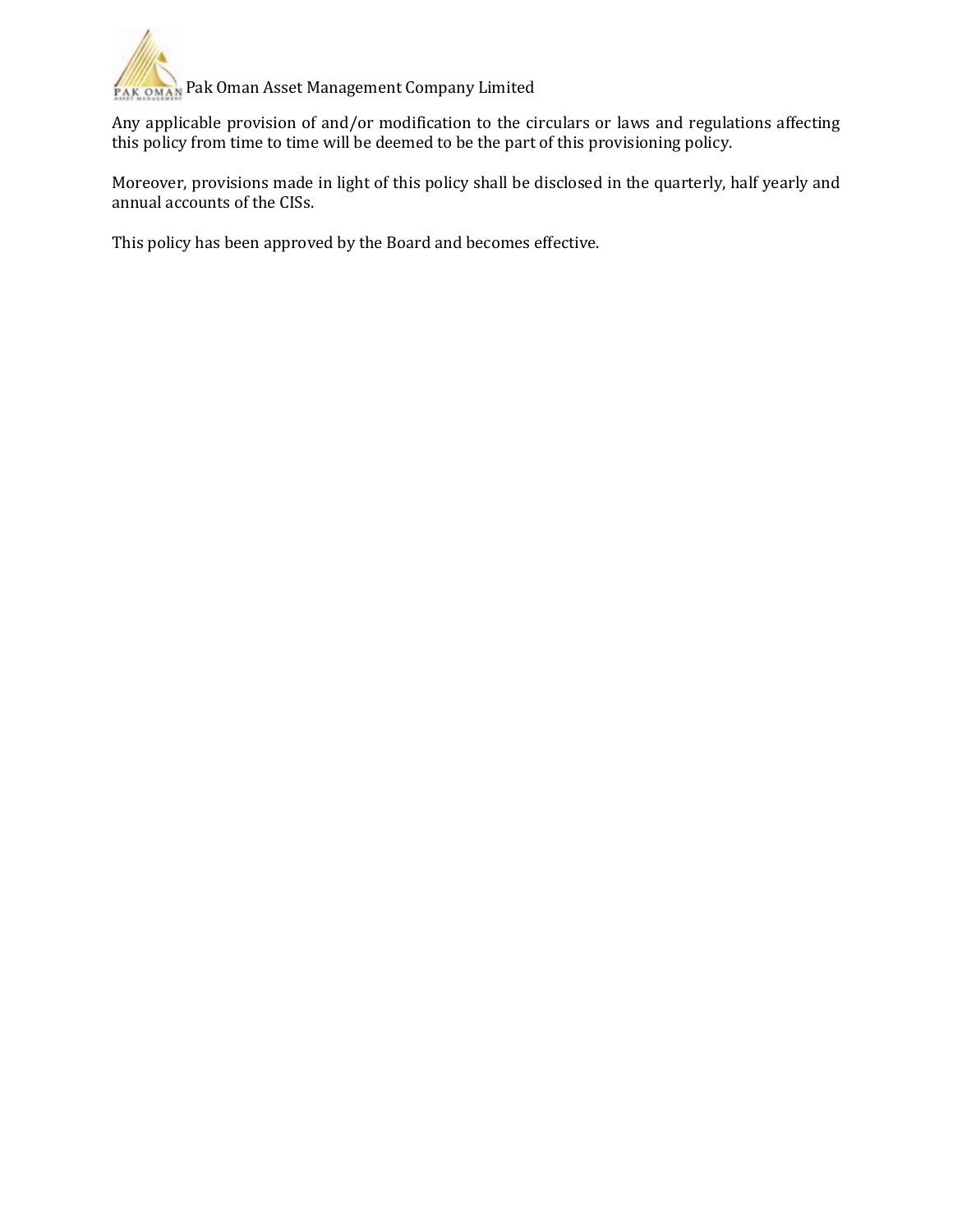Any applicable provision of and/or modification to the circulars or laws and regulations affecting this policy from time to time will be deemed to be the part of this provisioning policy.

Moreover, provisions made in light of this policy shall be disclosed in the quarterly, half yearly and annual accounts of the CISs.

This policy has been approved by the Board and becomes effective.